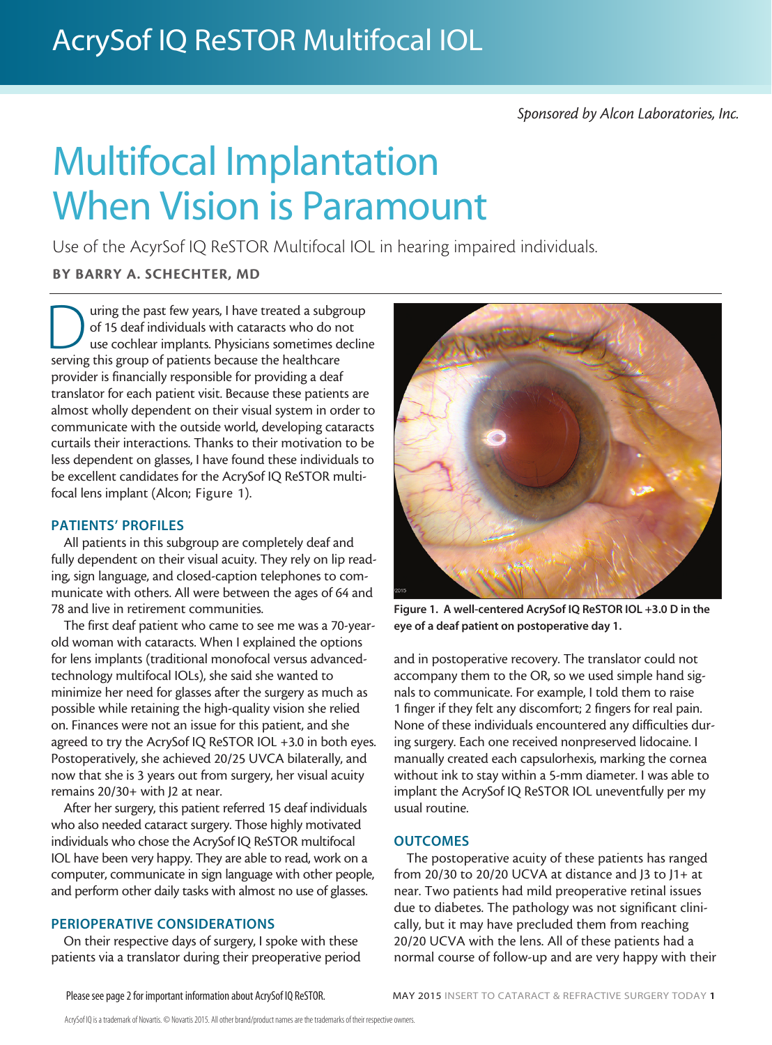# AcrySof IQ ReSTOR Multifocal IOL

*Sponsored by Alcon Laboratories, Inc.*

# Multifocal Implantation When Vision is Paramount

Use of the AcyrSof IQ ReSTOR Multifocal IOL in hearing impaired individuals.

**BY BARRY A. SCHECHTER, MD**

During the past few years, I have treated a subgroup of 15 deaf individuals with cataracts who do not use cochlear implants. Physicians sometimes decline serving this group of patients because the healthcare provider is financially responsible for providing a deaf translator for each patient visit. Because these patients are almost wholly dependent on their visual system in order to communicate with the outside world, developing cataracts curtails their interactions. Thanks to their motivation to be less dependent on glasses, I have found these individuals to be excellent candidates for the AcrySof IQ ReSTOR multifocal lens implant (Alcon; Figure 1).

**Figure 1. A well-centered AcrySof IQ ReSTOR IOL +3.0 D in the eye of a deaf patient on postoperative day 1.**

## PATIENTS' PROFILES

All patients in this subgroup are completely deaf and fully dependent on their visual acuity. They rely on lip reading, sign language, and closed-caption telephones to communicate with others. All were between the ages of 64 and 78 and live in retirement communities.

The first deaf patient who came to see me was a 70-year-old woman with cataracts. When I explained the options for lens implants (traditional monofocal versus advanced-technology multifocal IOLs), she said she wanted to minimize her need for glasses after the surgery as much as possible while retaining the high-quality vision she relied on. Finances were not an issue for this patient, and she agreed to try the AcrySof IQ ReSTOR IOL +3.0 in both eyes. Postoperatively, she achieved 20/25 UVCA bilaterally, and now that she is 3 years out from surgery, her visual acuity remains 20/30+ with J2 at near.

After her surgery, this patient referred 15 deaf individuals who also needed cataract surgery. Those highly motivated individuals who chose the AcrySof IQ ReSTOR multifocal IOL have been very happy. They are able to read, work on a computer, communicate in sign language with other people, and perform other daily tasks with almost no use of glasses.

## PERIOPERATIVE CONSIDERATIONS

On their respective days of surgery, I spoke with these patients via a translator during their preoperative period and in postoperative recovery. The translator could not accompany them to the OR, so we used simple hand signals to communicate. For example, I told them to raise 1 finger if they felt any discomfort; 2 fingers for real pain. None of these individuals encountered any difficulties during surgery. Each one received nonpreserved lidocaine. I manually created each capsulorhexis, marking the cornea without ink to stay within a 5-mm diameter. I was able to implant the AcrySof IQ ReSTOR IOL uneventfully per my usual routine.

## OUTCOMES

The postoperative acuity of these patients has ranged from 20/30 to 20/20 UCVA at distance and J3 to J1+ at near. Two patients had mild preoperative retinal issues due to diabetes. The pathology was not significant clinically, but it may have precluded them from reaching 20/20 UCVA with the lens. All of these patients had a normal course of follow-up and are very happy with their

Please see page 2 for important information about AcrySof IQ ReSTOR.

AcrySof IQ is a trademark of Novartis. © Novartis 2015. All other brand/product names are the trademarks of their respective owners.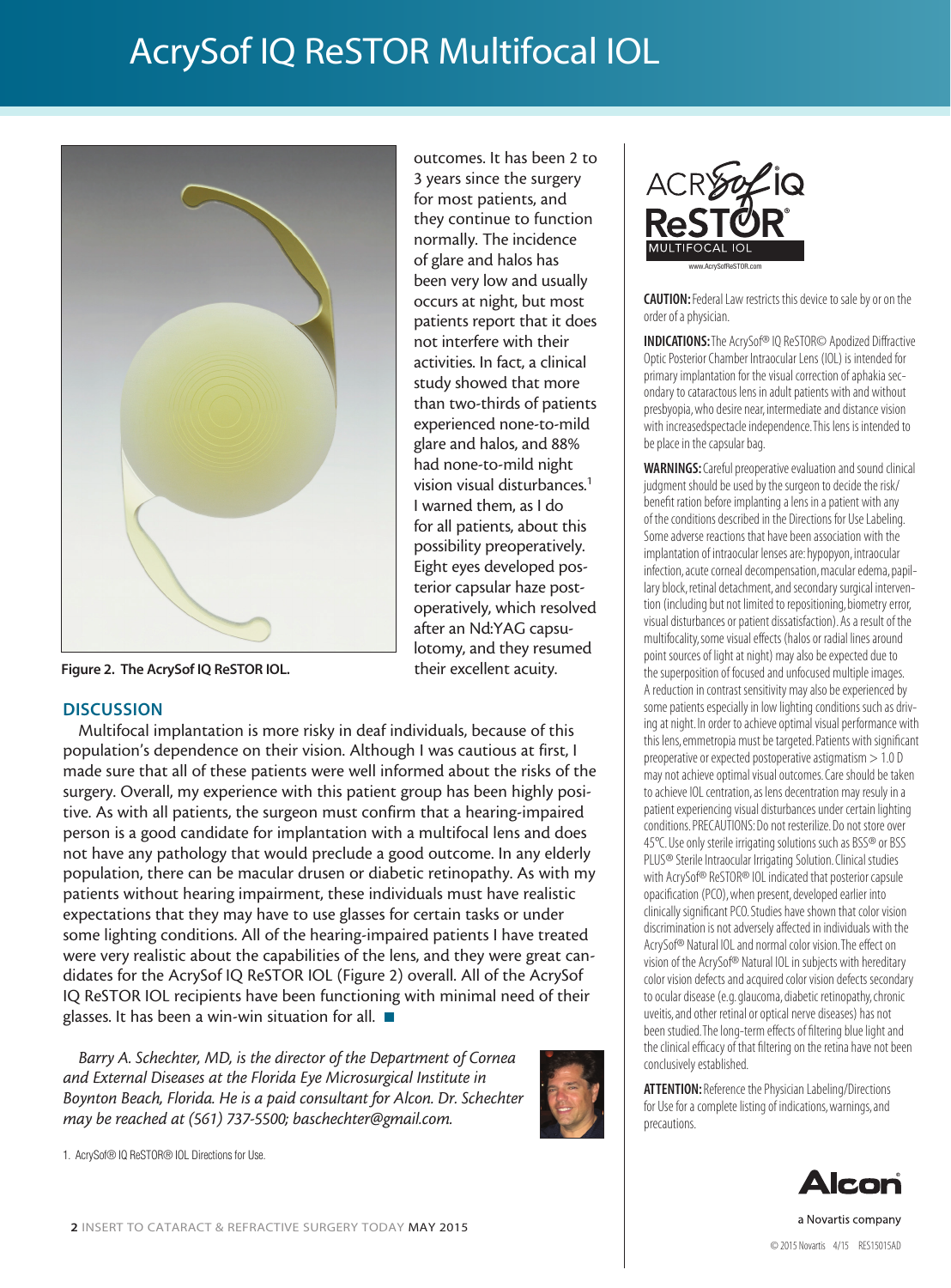# AcrySof IQ ReSTOR Multifocal IOL

Figure 2. The AcrySof IQ ReSTOR IOL.

outcomes. It has been 2 to 3 years since the surgery for most patients, and they continue to function normally. The incidence of glare and halos has been very low and usually occurs at night, but most patients report that it does not interfere with their activities. In fact, a clinical study showed that more than two-thirds of patients experienced none-to-mild glare and halos, and 88% had none-to-mild night vision visual disturbances.[1] I warned them, as I do for all patients, about this possibility preoperatively. Eight eyes developed posterior capsular haze postoperatively, which resolved after an Nd:YAG capsulotomy, and they resumed their excellent acuity.

## DISCUSSION

Multifocal implantation is more risky in deaf individuals, because of this population's dependence on their vision. Although I was cautious at first, I made sure that all of these patients were well informed about the risks of the surgery. Overall, my experience with this patient group has been highly positive. As with all patients, the surgeon must confirm that a hearing-impaired person is a good candidate for implantation with a multifocal lens and does not have any pathology that would preclude a good outcome. In any elderly population, there can be macular drusen or diabetic retinopathy. As with my patients without hearing impairment, these individuals must have realistic expectations that they may have to use glasses for certain tasks or under some lighting conditions. All of the hearing-impaired patients I have treated were very realistic about the capabilities of the lens, and they were great candidates for the AcrySof IQ ReSTOR IOL (Figure 2) overall. All of the AcrySof IQ ReSTOR IOL recipients have been functioning with minimal need of their glasses. It has been a win-win situation for all. ■

*Barry A. Schechter, MD, is the director of the Department of Cornea and External Diseases at the Florida Eye Microsurgical Institute in Boynton Beach, Florida. He is a paid consultant for Alcon. Dr. Schechter may be reached at (561) 737-5500; baschechter@gmail.com.*

1. AcrySof® IQ ReSTOR® IOL Directions for Use.

ACRYSof IQ ReSTOR® MULTIFOCAL IOL
www.AcrySofReSTOR.com

**CAUTION:** Federal Law restricts this device to sale by or on the order of a physician.

**INDICATIONS:** The AcrySof® IQ ReSTOR© Apodized Diffractive Optic Posterior Chamber Intraocular Lens (IOL) is intended for primary implantation for the visual correction of aphakia secondary to cataractous lens in adult patients with and without presbyopia, who desire near, intermediate and distance vision with increasedspectacle independence. This lens is intended to be place in the capsular bag.

**WARNINGS:** Careful preoperative evaluation and sound clinical judgment should be used by the surgeon to decide the risk/benefit ration before implanting a lens in a patient with any of the conditions described in the Directions for Use Labeling. Some adverse reactions that have been association with the implantation of intraocular lenses are: hypopyon, intraocular infection, acute corneal decompensation, macular edema, pupillary block, retinal detachment, and secondary surgical intervention (including but not limited to repositioning, biometry error, visual disturbances or patient dissatisfaction). As a result of the multifocality, some visual effects (halos or radial lines around point sources of light at night) may also be expected due to the superposition of focused and unfocused multiple images. A reduction in contrast sensitivity may also be experienced by some patients especially in low lighting conditions such as driving at night. In order to achieve optimal visual performance with this lens, emmetropia must be targeted. Patients with significant preoperative or expected postoperative astigmatism > 1.0 D may not achieve optimal visual outcomes. Care should be taken to achieve IOL centration, as lens decentration may resuly in a patient experiencing visual disturbances under certain lighting conditions. PRECAUTIONS: Do not resterilize. Do not store over 45°C. Use only sterile irrigating solutions such as BSS® or BSS PLUS® Sterile Intraocular Irrigating Solution. Clinical studies with AcrySof® ReSTOR® IOL indicated that posterior capsule opacification (PCO), when present, developed earlier into clinically significant PCO. Studies have shown that color vision discrimination is not adversely affected in individuals with the AcrySof® Natural IOL and normal color vision. The effect on vision of the AcrySof® Natural IOL in subjects with hereditary color vision defects and acquired color vision defects secondary to ocular disease (e.g. glaucoma, diabetic retinopathy, chronic uveitis, and other retinal or optical nerve diseases) has not been studied. The long-term effects of filtering blue light and the clinical efficacy of that filtering on the retina have not been conclusively established.

**ATTENTION:** Reference the Physician Labeling/Directions for Use for a complete listing of indications, warnings, and precautions.

Alcon
a Novartis company

© 2015 Novartis 4/15 RES15015AD